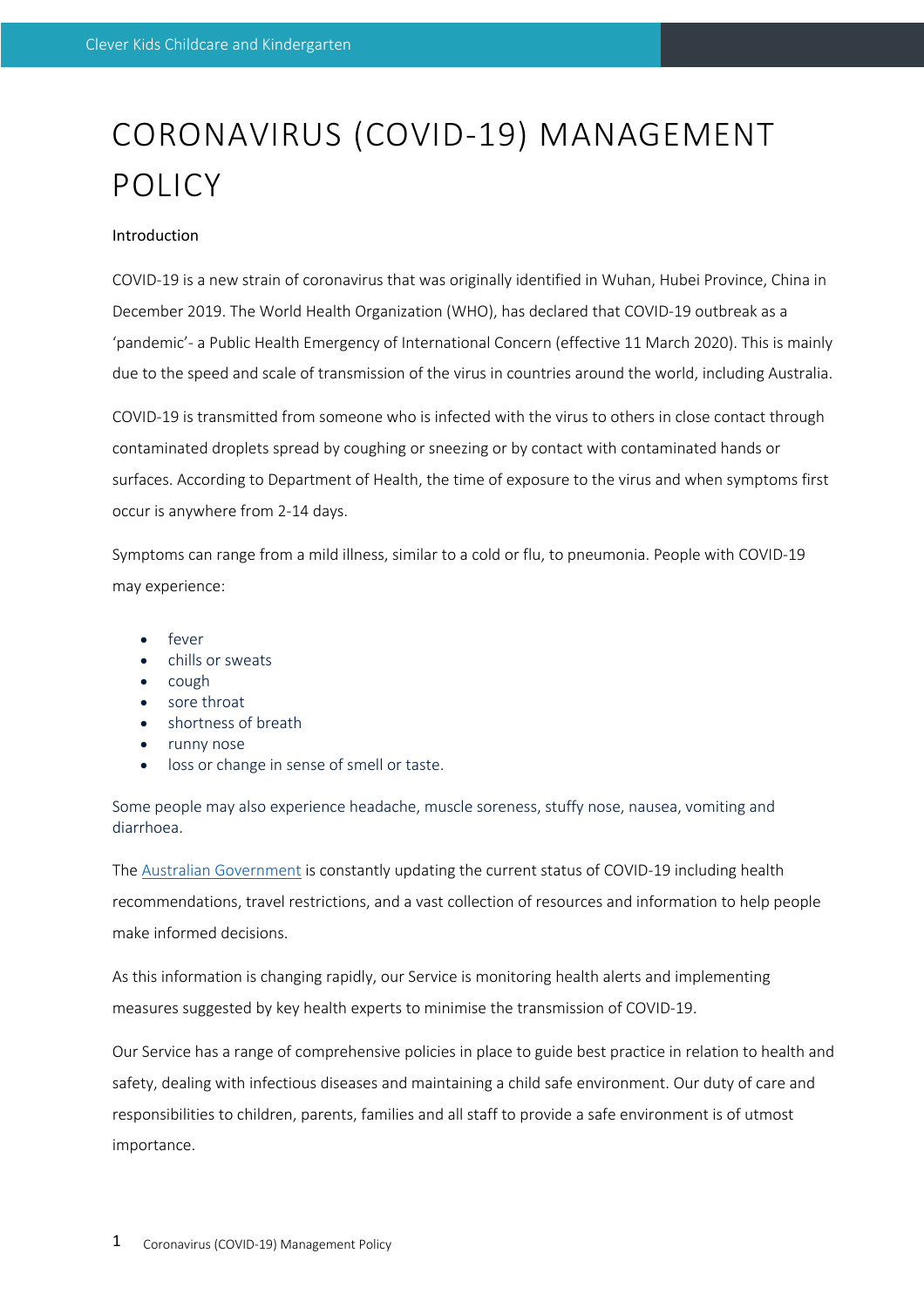# CORONAVIRUS (COVID-19) MANAGEMENT POLICY

## Introduction

COVID-19 is a new strain of coronavirus that was originally identified in Wuhan, Hubei Province, China in December 2019. The World Health Organization (WHO), has declared that COVID-19 outbreak as a 'pandemic'- a Public Health Emergency of International Concern (effective 11 March 2020). This is mainly due to the speed and scale of transmission of the virus in countries around the world, including Australia.

COVID-19 is transmitted from someone who is infected with the virus to others in close contact through contaminated droplets spread by coughing or sneezing or by contact with contaminated hands or surfaces. According to Department of Health, the time of exposure to the virus and when symptoms first occur is anywhere from 2-14 days.

Symptoms can range from a mild illness, similar to a cold or flu, to pneumonia. People with COVID-19 may experience:

- fever
- chills or sweats
- cough
- sore throat
- shortness of breath
- runny nose
- loss or change in sense of smell or taste.

Some people may also experience headache, muscle soreness, stuffy nose, nausea, vomiting and diarrhoea.

The Australian Government is constantly updating the current status of COVID-19 including health recommendations, travel restrictions, and a vast collection of resources and information to help people make informed decisions.

As this information is changing rapidly, our Service is monitoring health alerts and implementing measures suggested by key health experts to minimise the transmission of COVID-19.

Our Service has a range of comprehensive policies in place to guide best practice in relation to health and safety, dealing with infectious diseases and maintaining a child safe environment. Our duty of care and responsibilities to children, parents, families and all staff to provide a safe environment is of utmost importance.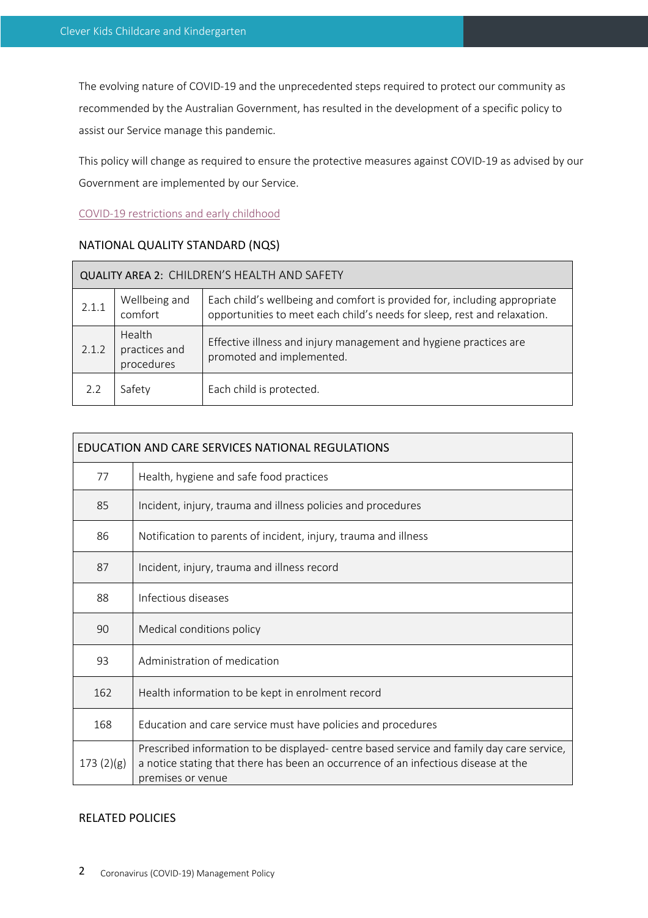The evolving nature of COVID-19 and the unprecedented steps required to protect our community as recommended by the Australian Government, has resulted in the development of a specific policy to assist our Service manage this pandemic.

This policy will change as required to ensure the protective measures against COVID-19 as advised by our Government are implemented by our Service.

COVID-19 restrictions and early childhood

## NATIONAL QUALITY STANDARD (NQS)

| QUALITY AREA 2: CHILDREN'S HEALTH AND SAFETY | | |
|---|---|---|
| 2.1.1 | Wellbeing and comfort | Each child's wellbeing and comfort is provided for, including appropriate opportunities to meet each child's needs for sleep, rest and relaxation. |
| 2.1.2 | Health practices and procedures | Effective illness and injury management and hygiene practices are promoted and implemented. |
| 2.2 | Safety | Each child is protected. |

| EDUCATION AND CARE SERVICES NATIONAL REGULATIONS | |
|---|---|
| 77 | Health, hygiene and safe food practices |
| 85 | Incident, injury, trauma and illness policies and procedures |
| 86 | Notification to parents of incident, injury, trauma and illness |
| 87 | Incident, injury, trauma and illness record |
| 88 | Infectious diseases |
| 90 | Medical conditions policy |
| 93 | Administration of medication |
| 162 | Health information to be kept in enrolment record |
| 168 | Education and care service must have policies and procedures |
| 173 (2)(g) | Prescribed information to be displayed- centre based service and family day care service, a notice stating that there has been an occurrence of an infectious disease at the premises or venue |

## RELATED POLICIES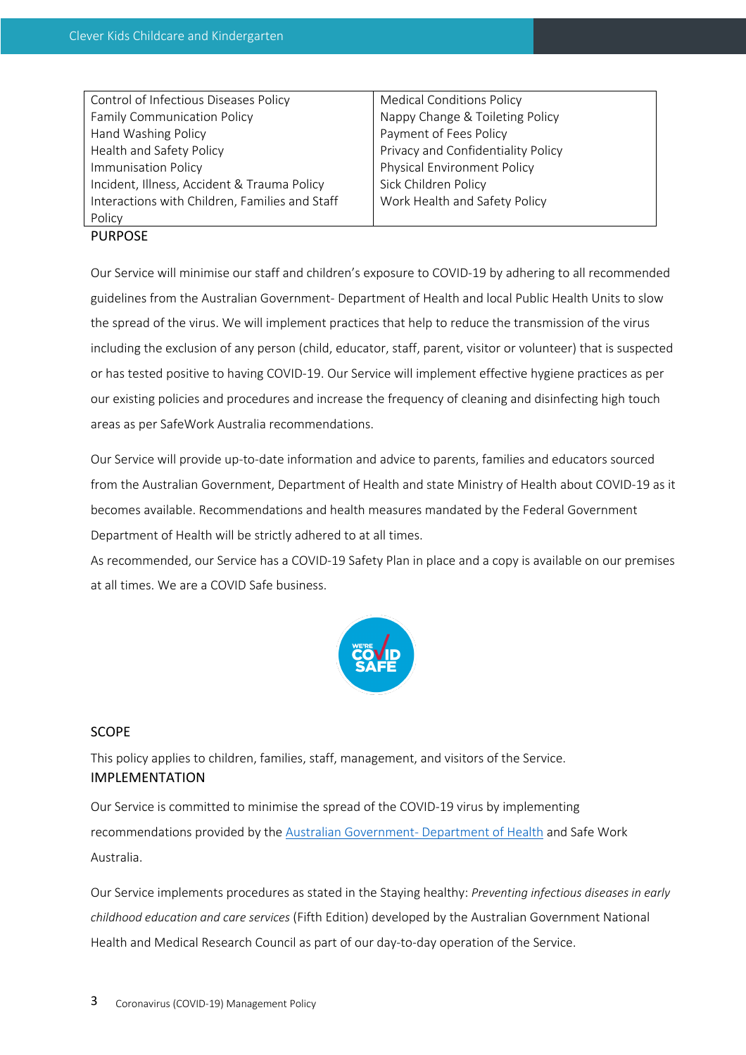| Control of Infectious Diseases Policy | Medical Conditions Policy |
| --- | --- |
| Family Communication Policy | Nappy Change & Toileting Policy |
| Hand Washing Policy | Payment of Fees Policy |
| Health and Safety Policy | Privacy and Confidentiality Policy |
| Immunisation Policy | Physical Environment Policy |
| Incident, Illness, Accident & Trauma Policy | Sick Children Policy |
| Interactions with Children, Families and Staff Policy | Work Health and Safety Policy |

## PURPOSE

Our Service will minimise our staff and children's exposure to COVID-19 by adhering to all recommended guidelines from the Australian Government- Department of Health and local Public Health Units to slow the spread of the virus. We will implement practices that help to reduce the transmission of the virus including the exclusion of any person (child, educator, staff, parent, visitor or volunteer) that is suspected or has tested positive to having COVID-19. Our Service will implement effective hygiene practices as per our existing policies and procedures and increase the frequency of cleaning and disinfecting high touch areas as per SafeWork Australia recommendations.

Our Service will provide up-to-date information and advice to parents, families and educators sourced from the Australian Government, Department of Health and state Ministry of Health about COVID-19 as it becomes available. Recommendations and health measures mandated by the Federal Government Department of Health will be strictly adhered to at all times.

As recommended, our Service has a COVID-19 Safety Plan in place and a copy is available on our premises at all times. We are a COVID Safe business.

## SCOPE

This policy applies to children, families, staff, management, and visitors of the Service.

## IMPLEMENTATION

Our Service is committed to minimise the spread of the COVID-19 virus by implementing recommendations provided by the Australian Government- Department of Health and Safe Work Australia.

Our Service implements procedures as stated in the Staying healthy: *Preventing infectious diseases in early childhood education and care services* (Fifth Edition) developed by the Australian Government National Health and Medical Research Council as part of our day-to-day operation of the Service.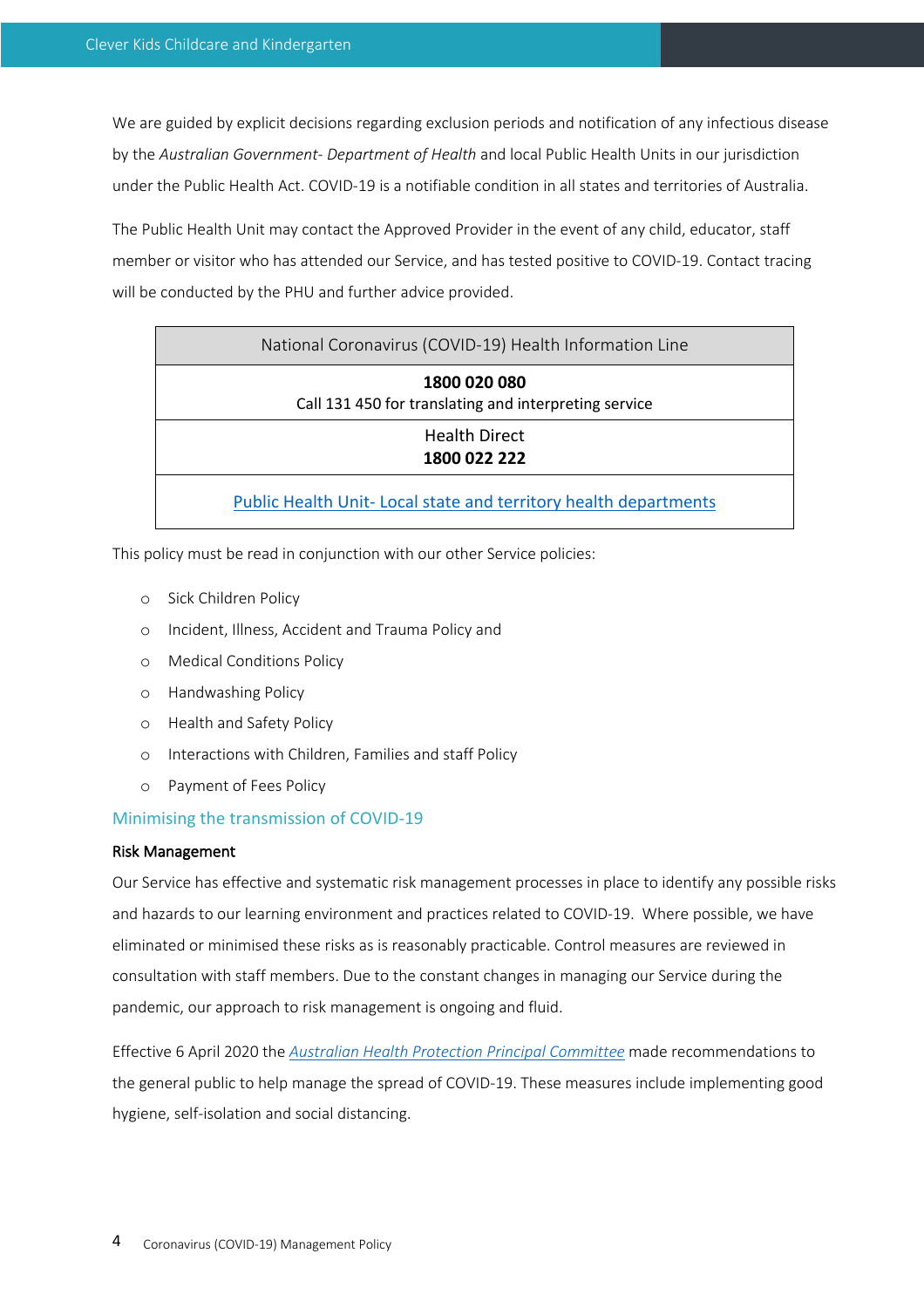We are guided by explicit decisions regarding exclusion periods and notification of any infectious disease by the *Australian Government- Department of Health* and local Public Health Units in our jurisdiction under the Public Health Act. COVID-19 is a notifiable condition in all states and territories of Australia.

The Public Health Unit may contact the Approved Provider in the event of any child, educator, staff member or visitor who has attended our Service, and has tested positive to COVID-19. Contact tracing will be conducted by the PHU and further advice provided.

| National Coronavirus (COVID-19) Health Information Line |
| --- |
| **1800 020 080**<br>Call 131 450 for translating and interpreting service |
| Health Direct<br>**1800 022 222** |
| Public Health Unit- Local state and territory health departments |

This policy must be read in conjunction with our other Service policies:

- Sick Children Policy
- Incident, Illness, Accident and Trauma Policy and
- Medical Conditions Policy
- Handwashing Policy
- Health and Safety Policy
- Interactions with Children, Families and staff Policy
- Payment of Fees Policy

## Minimising the transmission of COVID-19

### Risk Management

Our Service has effective and systematic risk management processes in place to identify any possible risks and hazards to our learning environment and practices related to COVID-19. Where possible, we have eliminated or minimised these risks as is reasonably practicable. Control measures are reviewed in consultation with staff members. Due to the constant changes in managing our Service during the pandemic, our approach to risk management is ongoing and fluid.

Effective 6 April 2020 the *Australian Health Protection Principal Committee* made recommendations to the general public to help manage the spread of COVID-19. These measures include implementing good hygiene, self-isolation and social distancing.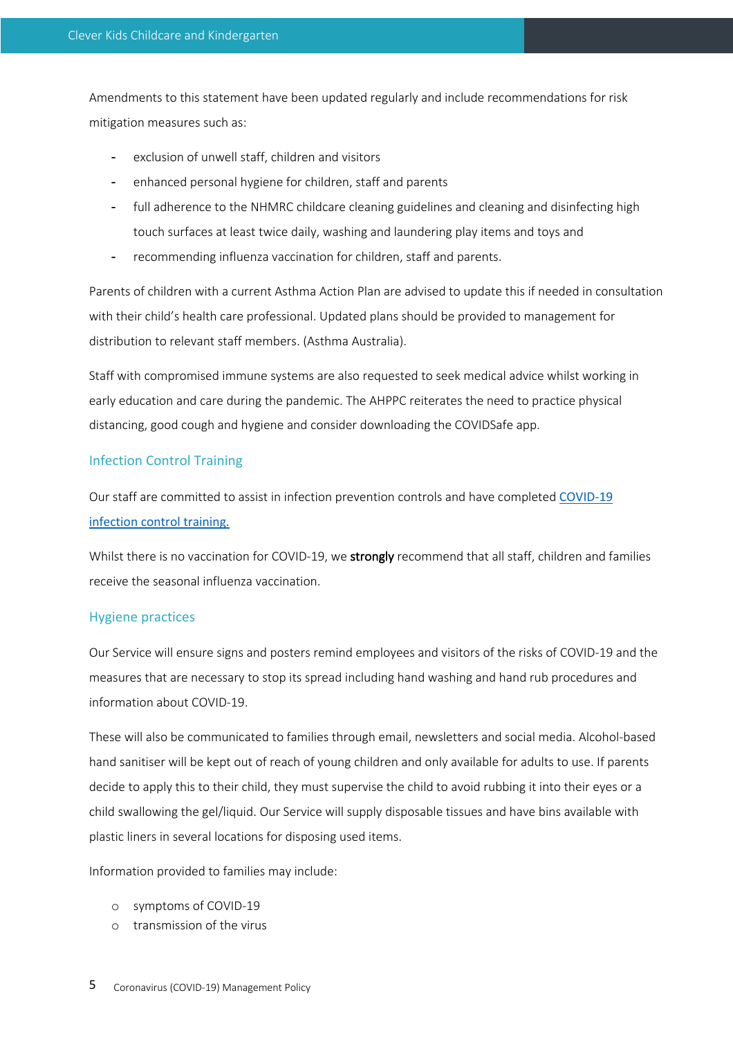Amendments to this statement have been updated regularly and include recommendations for risk mitigation measures such as:

- exclusion of unwell staff, children and visitors
- enhanced personal hygiene for children, staff and parents
- full adherence to the NHMRC childcare cleaning guidelines and cleaning and disinfecting high touch surfaces at least twice daily, washing and laundering play items and toys and
- recommending influenza vaccination for children, staff and parents.

Parents of children with a current Asthma Action Plan are advised to update this if needed in consultation with their child's health care professional. Updated plans should be provided to management for distribution to relevant staff members. (Asthma Australia).

Staff with compromised immune systems are also requested to seek medical advice whilst working in early education and care during the pandemic. The AHPPC reiterates the need to practice physical distancing, good cough and hygiene and consider downloading the COVIDSafe app.

## Infection Control Training

Our staff are committed to assist in infection prevention controls and have completed [COVID-19 infection control training.]()

Whilst there is no vaccination for COVID-19, we **strongly** recommend that all staff, children and families receive the seasonal influenza vaccination.

## Hygiene practices

Our Service will ensure signs and posters remind employees and visitors of the risks of COVID-19 and the measures that are necessary to stop its spread including hand washing and hand rub procedures and information about COVID-19.

These will also be communicated to families through email, newsletters and social media. Alcohol-based hand sanitiser will be kept out of reach of young children and only available for adults to use. If parents decide to apply this to their child, they must supervise the child to avoid rubbing it into their eyes or a child swallowing the gel/liquid. Our Service will supply disposable tissues and have bins available with plastic liners in several locations for disposing used items.

Information provided to families may include:

- symptoms of COVID-19
- transmission of the virus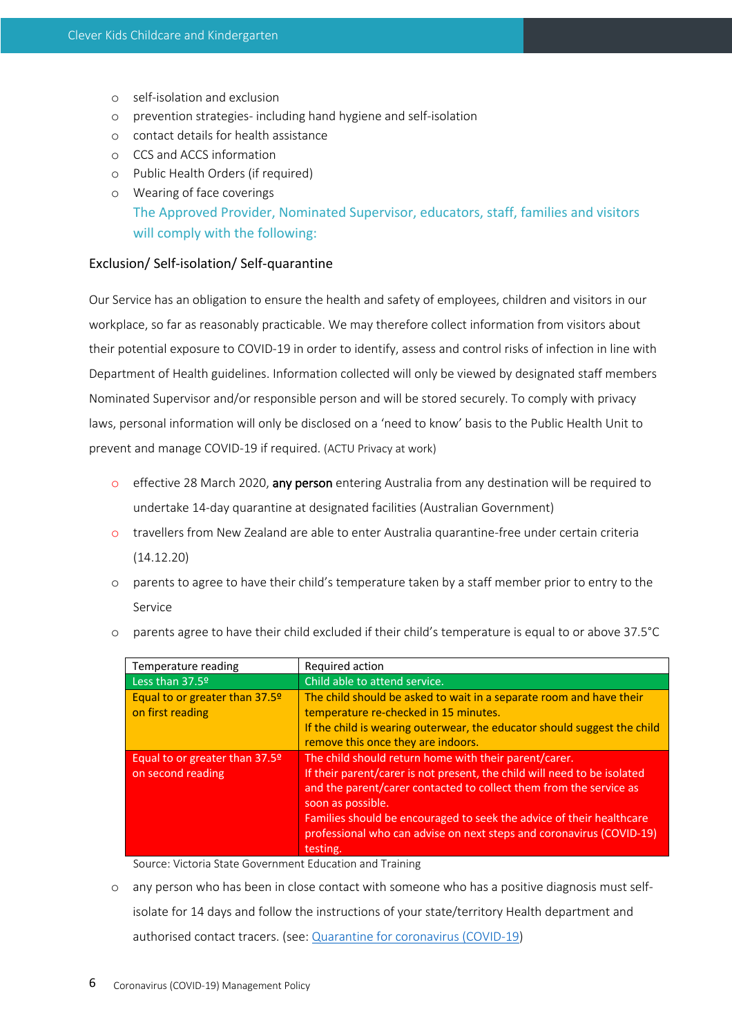- self-isolation and exclusion
- prevention strategies- including hand hygiene and self-isolation
- contact details for health assistance
- CCS and ACCS information
- Public Health Orders (if required)
- Wearing of face coverings

The Approved Provider, Nominated Supervisor, educators, staff, families and visitors will comply with the following:

### Exclusion/ Self-isolation/ Self-quarantine

Our Service has an obligation to ensure the health and safety of employees, children and visitors in our workplace, so far as reasonably practicable. We may therefore collect information from visitors about their potential exposure to COVID-19 in order to identify, assess and control risks of infection in line with Department of Health guidelines. Information collected will only be viewed by designated staff members Nominated Supervisor and/or responsible person and will be stored securely. To comply with privacy laws, personal information will only be disclosed on a 'need to know' basis to the Public Health Unit to prevent and manage COVID-19 if required. (ACTU Privacy at work)

- effective 28 March 2020, **any person** entering Australia from any destination will be required to undertake 14-day quarantine at designated facilities (Australian Government)
- travellers from New Zealand are able to enter Australia quarantine-free under certain criteria (14.12.20)
- parents to agree to have their child's temperature taken by a staff member prior to entry to the Service
- parents agree to have their child excluded if their child's temperature is equal to or above 37.5°C

| Temperature reading | Required action |
|---|---|
| Less than 37.5º | Child able to attend service. |
| Equal to or greater than 37.5º on first reading | The child should be asked to wait in a separate room and have their temperature re-checked in 15 minutes.<br>If the child is wearing outerwear, the educator should suggest the child remove this once they are indoors. |
| Equal to or greater than 37.5º on second reading | The child should return home with their parent/carer.<br>If their parent/carer is not present, the child will need to be isolated and the parent/carer contacted to collect them from the service as soon as possible.<br>Families should be encouraged to seek the advice of their healthcare professional who can advise on next steps and coronavirus (COVID-19) testing. |

Source: Victoria State Government Education and Training

- any person who has been in close contact with someone who has a positive diagnosis must self-isolate for 14 days and follow the instructions of your state/territory Health department and authorised contact tracers. (see: Quarantine for coronavirus (COVID-19))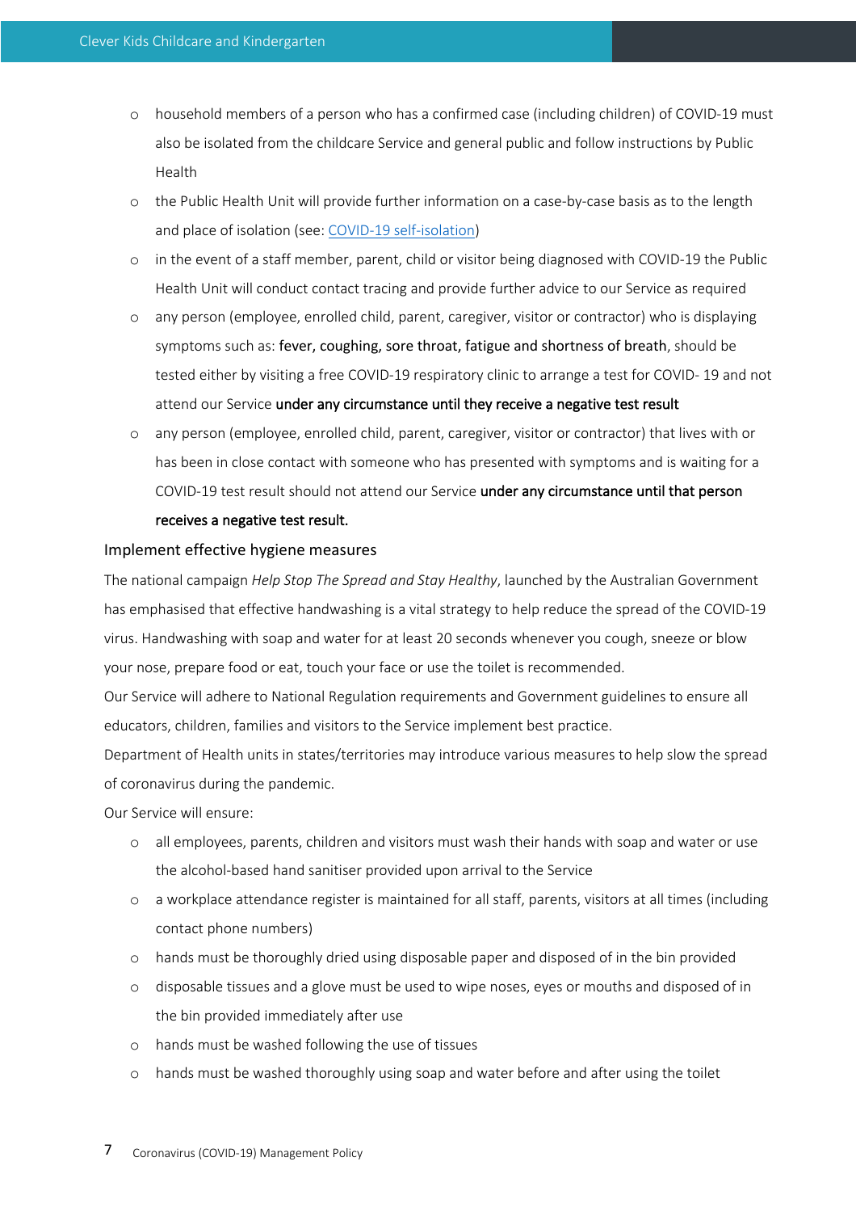- household members of a person who has a confirmed case (including children) of COVID-19 must also be isolated from the childcare Service and general public and follow instructions by Public Health
- the Public Health Unit will provide further information on a case-by-case basis as to the length and place of isolation (see: [COVID-19 self-isolation]())
- in the event of a staff member, parent, child or visitor being diagnosed with COVID-19 the Public Health Unit will conduct contact tracing and provide further advice to our Service as required
- any person (employee, enrolled child, parent, caregiver, visitor or contractor) who is displaying symptoms such as: **fever, coughing, sore throat, fatigue and shortness of breath**, should be tested either by visiting a free COVID-19 respiratory clinic to arrange a test for COVID- 19 and not attend our Service **under any circumstance until they receive a negative test result**
- any person (employee, enrolled child, parent, caregiver, visitor or contractor) that lives with or has been in close contact with someone who has presented with symptoms and is waiting for a COVID-19 test result should not attend our Service **under any circumstance until that person receives a negative test result.**

## Implement effective hygiene measures

The national campaign *Help Stop The Spread and Stay Healthy*, launched by the Australian Government has emphasised that effective handwashing is a vital strategy to help reduce the spread of the COVID-19 virus. Handwashing with soap and water for at least 20 seconds whenever you cough, sneeze or blow your nose, prepare food or eat, touch your face or use the toilet is recommended.

Our Service will adhere to National Regulation requirements and Government guidelines to ensure all educators, children, families and visitors to the Service implement best practice.

Department of Health units in states/territories may introduce various measures to help slow the spread of coronavirus during the pandemic.

Our Service will ensure:

- all employees, parents, children and visitors must wash their hands with soap and water or use the alcohol-based hand sanitiser provided upon arrival to the Service
- a workplace attendance register is maintained for all staff, parents, visitors at all times (including contact phone numbers)
- hands must be thoroughly dried using disposable paper and disposed of in the bin provided
- disposable tissues and a glove must be used to wipe noses, eyes or mouths and disposed of in the bin provided immediately after use
- hands must be washed following the use of tissues
- hands must be washed thoroughly using soap and water before and after using the toilet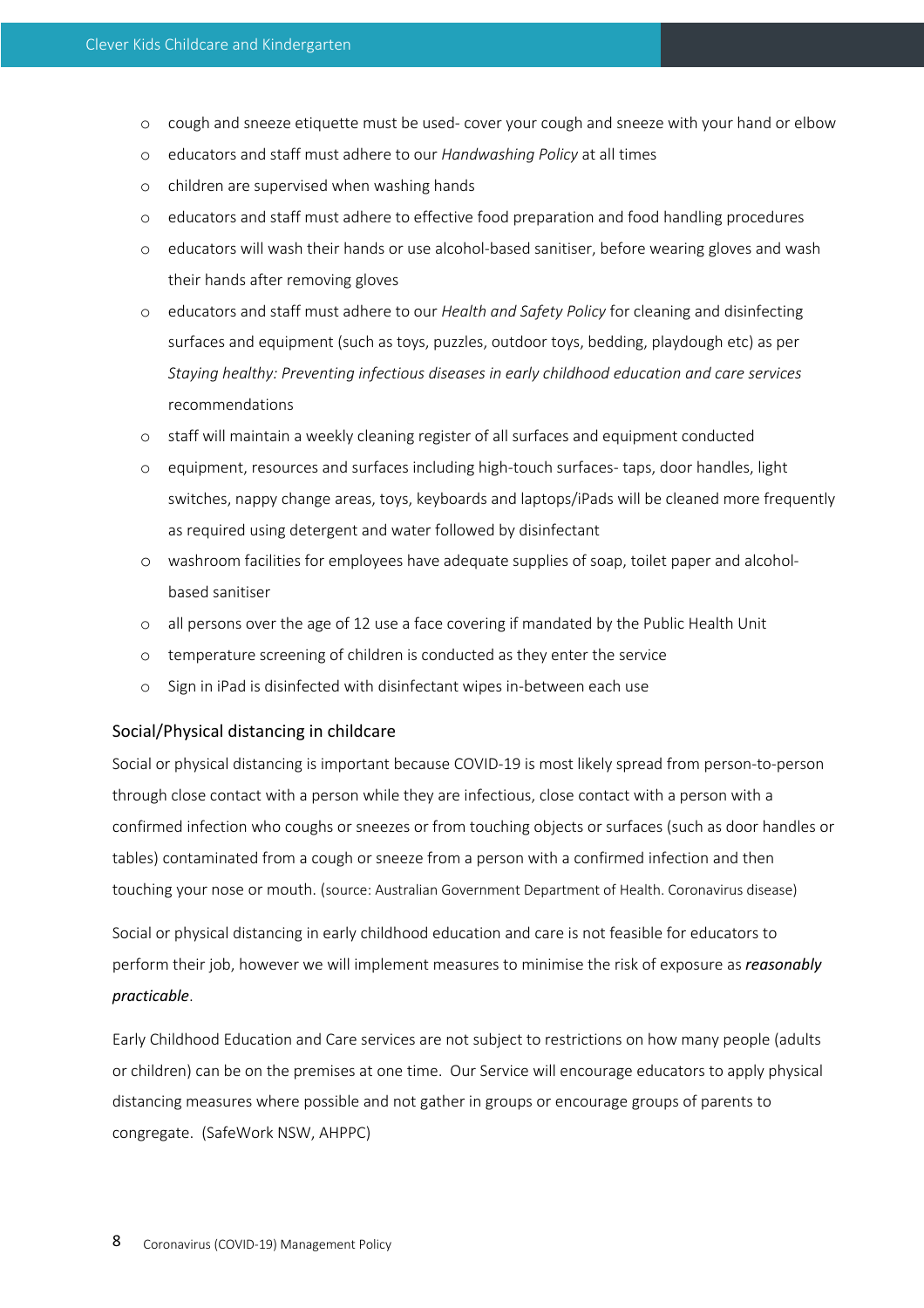- cough and sneeze etiquette must be used- cover your cough and sneeze with your hand or elbow
- educators and staff must adhere to our *Handwashing Policy* at all times
- children are supervised when washing hands
- educators and staff must adhere to effective food preparation and food handling procedures
- educators will wash their hands or use alcohol-based sanitiser, before wearing gloves and wash their hands after removing gloves
- educators and staff must adhere to our *Health and Safety Policy* for cleaning and disinfecting surfaces and equipment (such as toys, puzzles, outdoor toys, bedding, playdough etc) as per *Staying healthy: Preventing infectious diseases in early childhood education and care services* recommendations
- staff will maintain a weekly cleaning register of all surfaces and equipment conducted
- equipment, resources and surfaces including high-touch surfaces- taps, door handles, light switches, nappy change areas, toys, keyboards and laptops/iPads will be cleaned more frequently as required using detergent and water followed by disinfectant
- washroom facilities for employees have adequate supplies of soap, toilet paper and alcohol-based sanitiser
- all persons over the age of 12 use a face covering if mandated by the Public Health Unit
- temperature screening of children is conducted as they enter the service
- Sign in iPad is disinfected with disinfectant wipes in-between each use

## Social/Physical distancing in childcare

Social or physical distancing is important because COVID-19 is most likely spread from person-to-person through close contact with a person while they are infectious, close contact with a person with a confirmed infection who coughs or sneezes or from touching objects or surfaces (such as door handles or tables) contaminated from a cough or sneeze from a person with a confirmed infection and then touching your nose or mouth. (source: Australian Government Department of Health. Coronavirus disease)

Social or physical distancing in early childhood education and care is not feasible for educators to perform their job, however we will implement measures to minimise the risk of exposure as ***reasonably practicable***.

Early Childhood Education and Care services are not subject to restrictions on how many people (adults or children) can be on the premises at one time. Our Service will encourage educators to apply physical distancing measures where possible and not gather in groups or encourage groups of parents to congregate. (SafeWork NSW, AHPPC)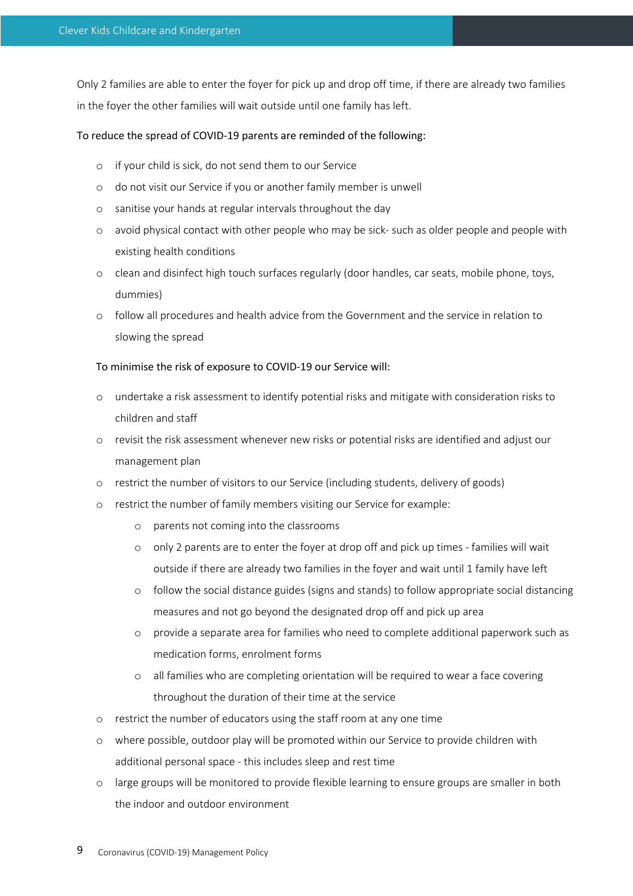Only 2 families are able to enter the foyer for pick up and drop off time, if there are already two families in the foyer the other families will wait outside until one family has left.

To reduce the spread of COVID-19 parents are reminded of the following:

- if your child is sick, do not send them to our Service
- do not visit our Service if you or another family member is unwell
- sanitise your hands at regular intervals throughout the day
- avoid physical contact with other people who may be sick- such as older people and people with existing health conditions
- clean and disinfect high touch surfaces regularly (door handles, car seats, mobile phone, toys, dummies)
- follow all procedures and health advice from the Government and the service in relation to slowing the spread

To minimise the risk of exposure to COVID-19 our Service will:

- undertake a risk assessment to identify potential risks and mitigate with consideration risks to children and staff
- revisit the risk assessment whenever new risks or potential risks are identified and adjust our management plan
- restrict the number of visitors to our Service (including students, delivery of goods)
- restrict the number of family members visiting our Service for example:
  - parents not coming into the classrooms
  - only 2 parents are to enter the foyer at drop off and pick up times - families will wait outside if there are already two families in the foyer and wait until 1 family have left
  - follow the social distance guides (signs and stands) to follow appropriate social distancing measures and not go beyond the designated drop off and pick up area
  - provide a separate area for families who need to complete additional paperwork such as medication forms, enrolment forms
  - all families who are completing orientation will be required to wear a face covering throughout the duration of their time at the service
- restrict the number of educators using the staff room at any one time
- where possible, outdoor play will be promoted within our Service to provide children with additional personal space - this includes sleep and rest time
- large groups will be monitored to provide flexible learning to ensure groups are smaller in both the indoor and outdoor environment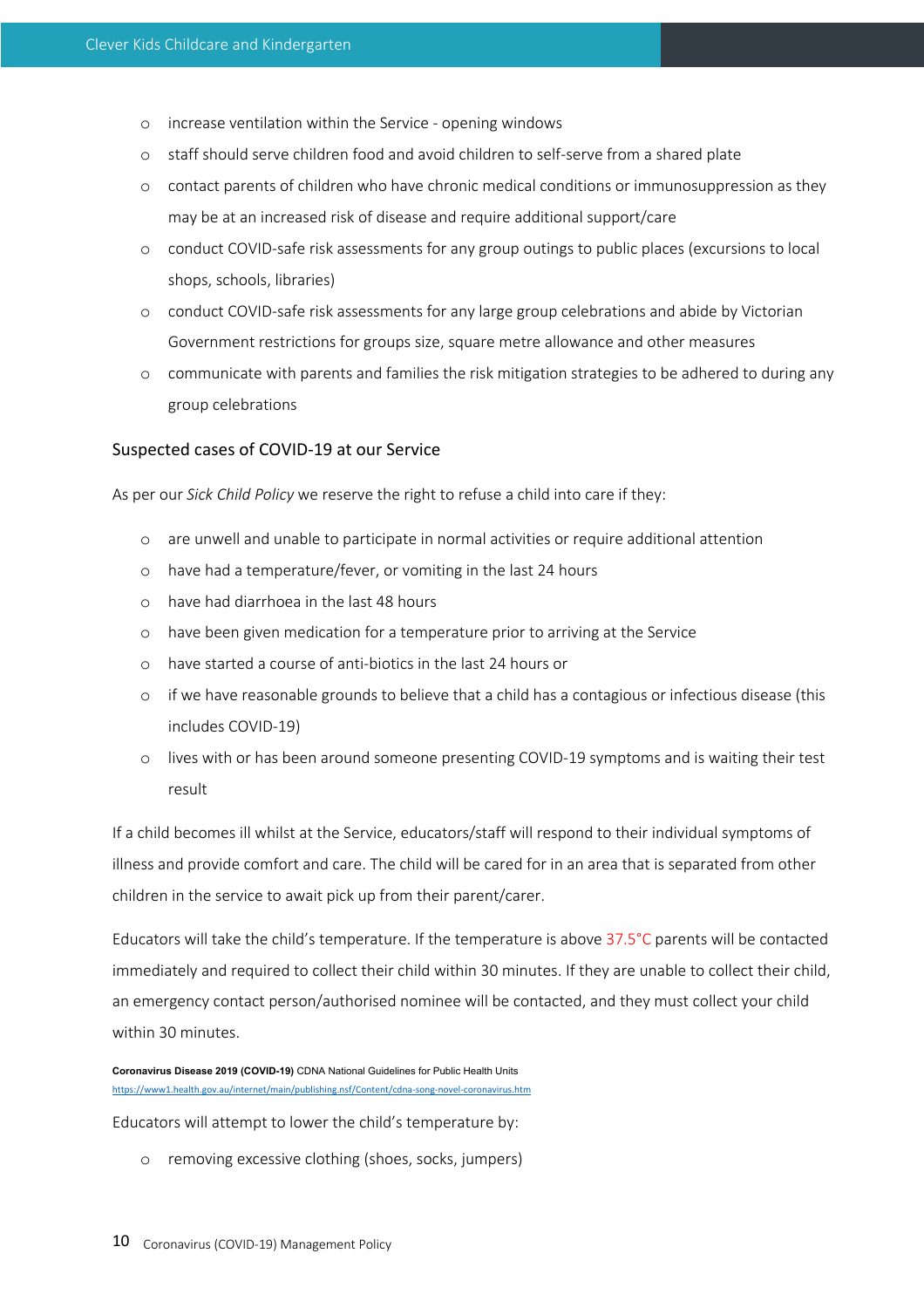- increase ventilation within the Service - opening windows
- staff should serve children food and avoid children to self-serve from a shared plate
- contact parents of children who have chronic medical conditions or immunosuppression as they may be at an increased risk of disease and require additional support/care
- conduct COVID-safe risk assessments for any group outings to public places (excursions to local shops, schools, libraries)
- conduct COVID-safe risk assessments for any large group celebrations and abide by Victorian Government restrictions for groups size, square metre allowance and other measures
- communicate with parents and families the risk mitigation strategies to be adhered to during any group celebrations

## Suspected cases of COVID-19 at our Service

As per our *Sick Child Policy* we reserve the right to refuse a child into care if they:

- are unwell and unable to participate in normal activities or require additional attention
- have had a temperature/fever, or vomiting in the last 24 hours
- have had diarrhoea in the last 48 hours
- have been given medication for a temperature prior to arriving at the Service
- have started a course of anti-biotics in the last 24 hours or
- if we have reasonable grounds to believe that a child has a contagious or infectious disease (this includes COVID-19)
- lives with or has been around someone presenting COVID-19 symptoms and is waiting their test result

If a child becomes ill whilst at the Service, educators/staff will respond to their individual symptoms of illness and provide comfort and care. The child will be cared for in an area that is separated from other children in the service to await pick up from their parent/carer.

Educators will take the child's temperature. If the temperature is above 37.5°C parents will be contacted immediately and required to collect their child within 30 minutes. If they are unable to collect their child, an emergency contact person/authorised nominee will be contacted, and they must collect your child within 30 minutes.

**Coronavirus Disease 2019 (COVID-19)** CDNA National Guidelines for Public Health Units
https://www1.health.gov.au/internet/main/publishing.nsf/Content/cdna-song-novel-coronavirus.htm

Educators will attempt to lower the child's temperature by:

- removing excessive clothing (shoes, socks, jumpers)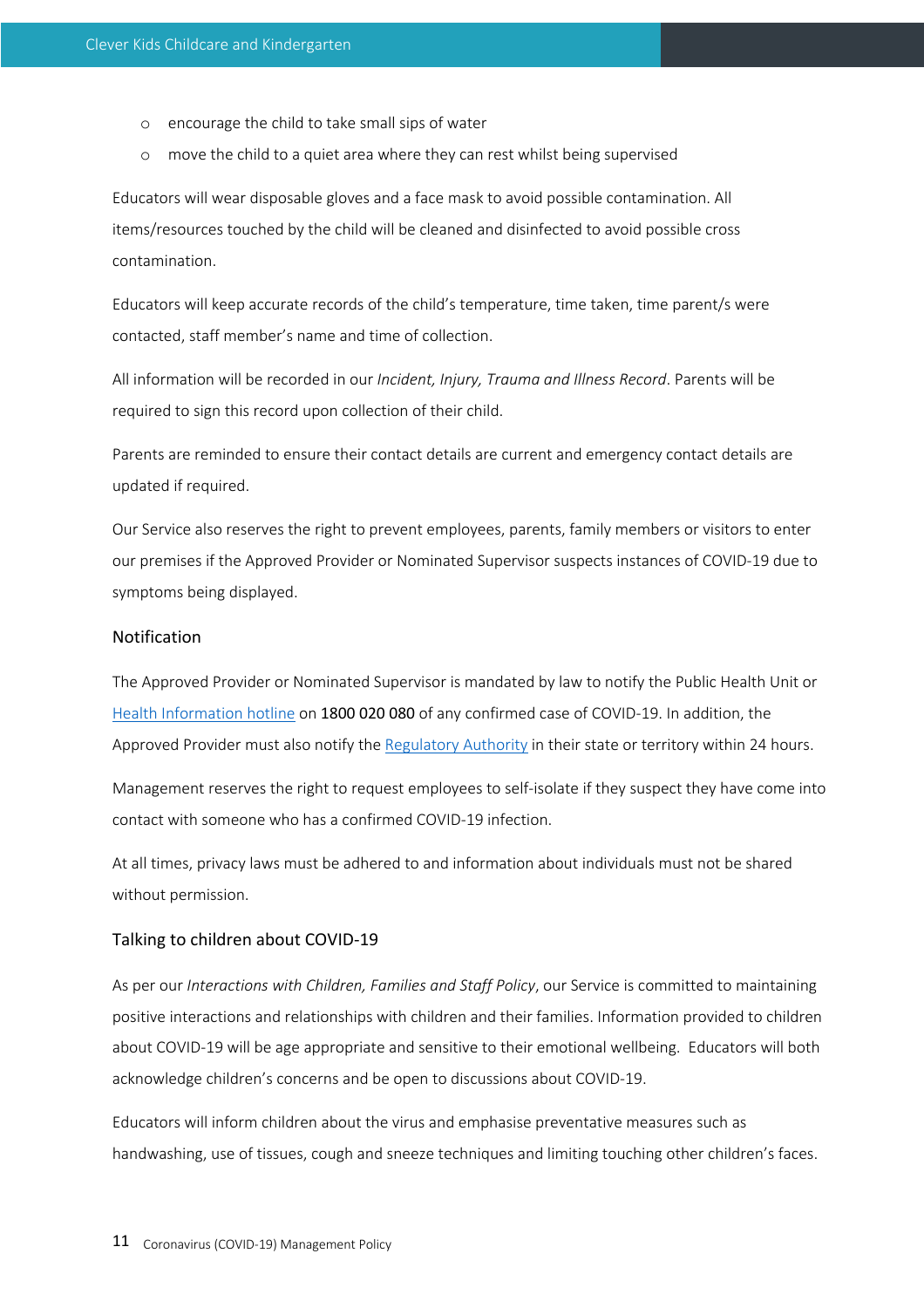- encourage the child to take small sips of water
- move the child to a quiet area where they can rest whilst being supervised

Educators will wear disposable gloves and a face mask to avoid possible contamination. All items/resources touched by the child will be cleaned and disinfected to avoid possible cross contamination.

Educators will keep accurate records of the child's temperature, time taken, time parent/s were contacted, staff member's name and time of collection.

All information will be recorded in our *Incident, Injury, Trauma and Illness Record*. Parents will be required to sign this record upon collection of their child.

Parents are reminded to ensure their contact details are current and emergency contact details are updated if required.

Our Service also reserves the right to prevent employees, parents, family members or visitors to enter our premises if the Approved Provider or Nominated Supervisor suspects instances of COVID-19 due to symptoms being displayed.

### Notification

The Approved Provider or Nominated Supervisor is mandated by law to notify the Public Health Unit or Health Information hotline on **1800 020 080** of any confirmed case of COVID-19. In addition, the Approved Provider must also notify the Regulatory Authority in their state or territory within 24 hours.

Management reserves the right to request employees to self-isolate if they suspect they have come into contact with someone who has a confirmed COVID-19 infection.

At all times, privacy laws must be adhered to and information about individuals must not be shared without permission.

### Talking to children about COVID-19

As per our *Interactions with Children, Families and Staff Policy*, our Service is committed to maintaining positive interactions and relationships with children and their families. Information provided to children about COVID-19 will be age appropriate and sensitive to their emotional wellbeing. Educators will both acknowledge children's concerns and be open to discussions about COVID-19.

Educators will inform children about the virus and emphasise preventative measures such as handwashing, use of tissues, cough and sneeze techniques and limiting touching other children's faces.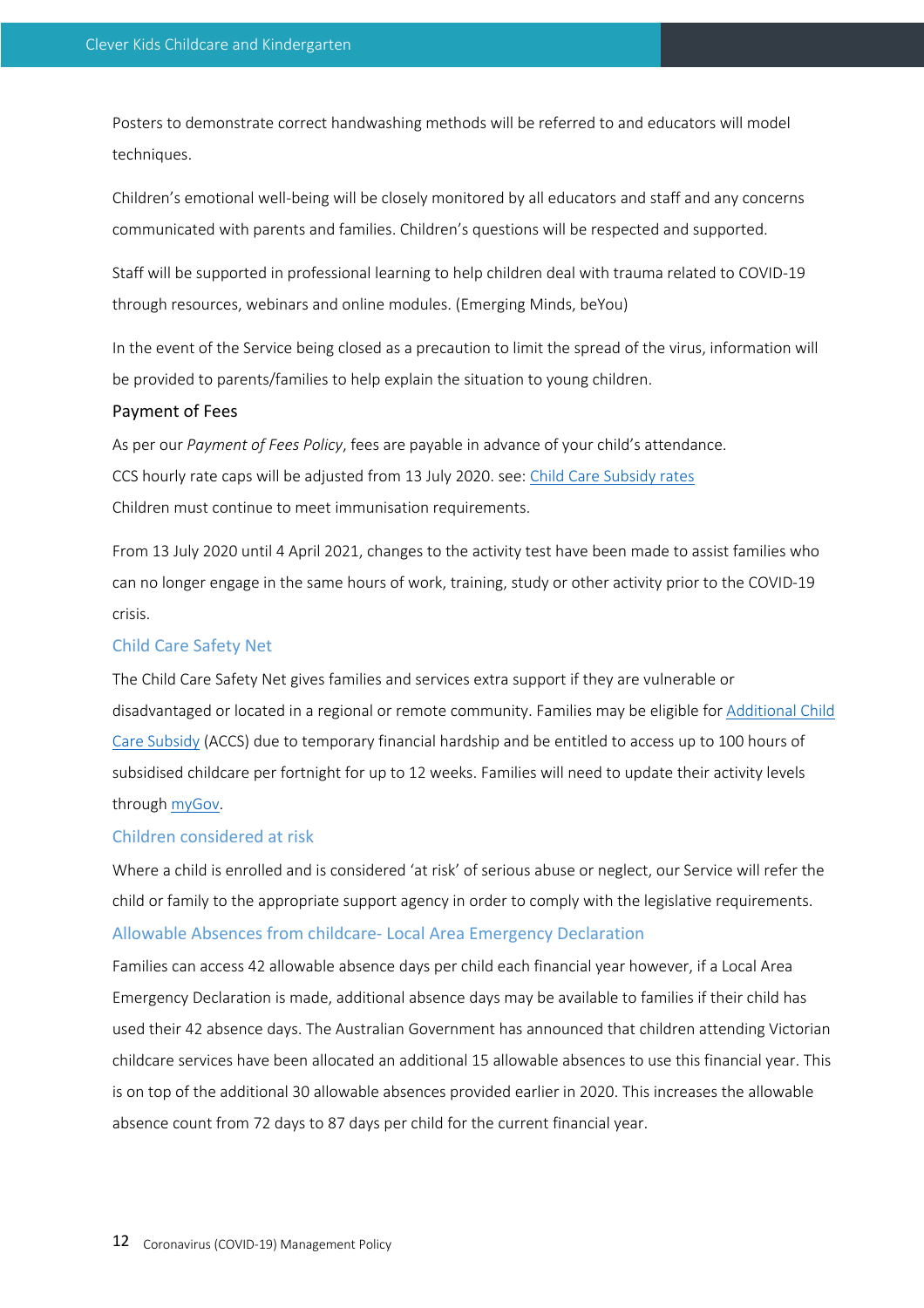Posters to demonstrate correct handwashing methods will be referred to and educators will model techniques.

Children's emotional well-being will be closely monitored by all educators and staff and any concerns communicated with parents and families. Children's questions will be respected and supported.

Staff will be supported in professional learning to help children deal with trauma related to COVID-19 through resources, webinars and online modules. (Emerging Minds, beYou)

In the event of the Service being closed as a precaution to limit the spread of the virus, information will be provided to parents/families to help explain the situation to young children.

## Payment of Fees

As per our *Payment of Fees Policy*, fees are payable in advance of your child's attendance.
CCS hourly rate caps will be adjusted from 13 July 2020. see: [Child Care Subsidy rates]
Children must continue to meet immunisation requirements.

From 13 July 2020 until 4 April 2021, changes to the activity test have been made to assist families who can no longer engage in the same hours of work, training, study or other activity prior to the COVID-19 crisis.

### Child Care Safety Net

The Child Care Safety Net gives families and services extra support if they are vulnerable or disadvantaged or located in a regional or remote community. Families may be eligible for Additional Child Care Subsidy (ACCS) due to temporary financial hardship and be entitled to access up to 100 hours of subsidised childcare per fortnight for up to 12 weeks. Families will need to update their activity levels through myGov.

### Children considered at risk

Where a child is enrolled and is considered 'at risk' of serious abuse or neglect, our Service will refer the child or family to the appropriate support agency in order to comply with the legislative requirements.

### Allowable Absences from childcare- Local Area Emergency Declaration

Families can access 42 allowable absence days per child each financial year however, if a Local Area Emergency Declaration is made, additional absence days may be available to families if their child has used their 42 absence days. The Australian Government has announced that children attending Victorian childcare services have been allocated an additional 15 allowable absences to use this financial year. This is on top of the additional 30 allowable absences provided earlier in 2020. This increases the allowable absence count from 72 days to 87 days per child for the current financial year.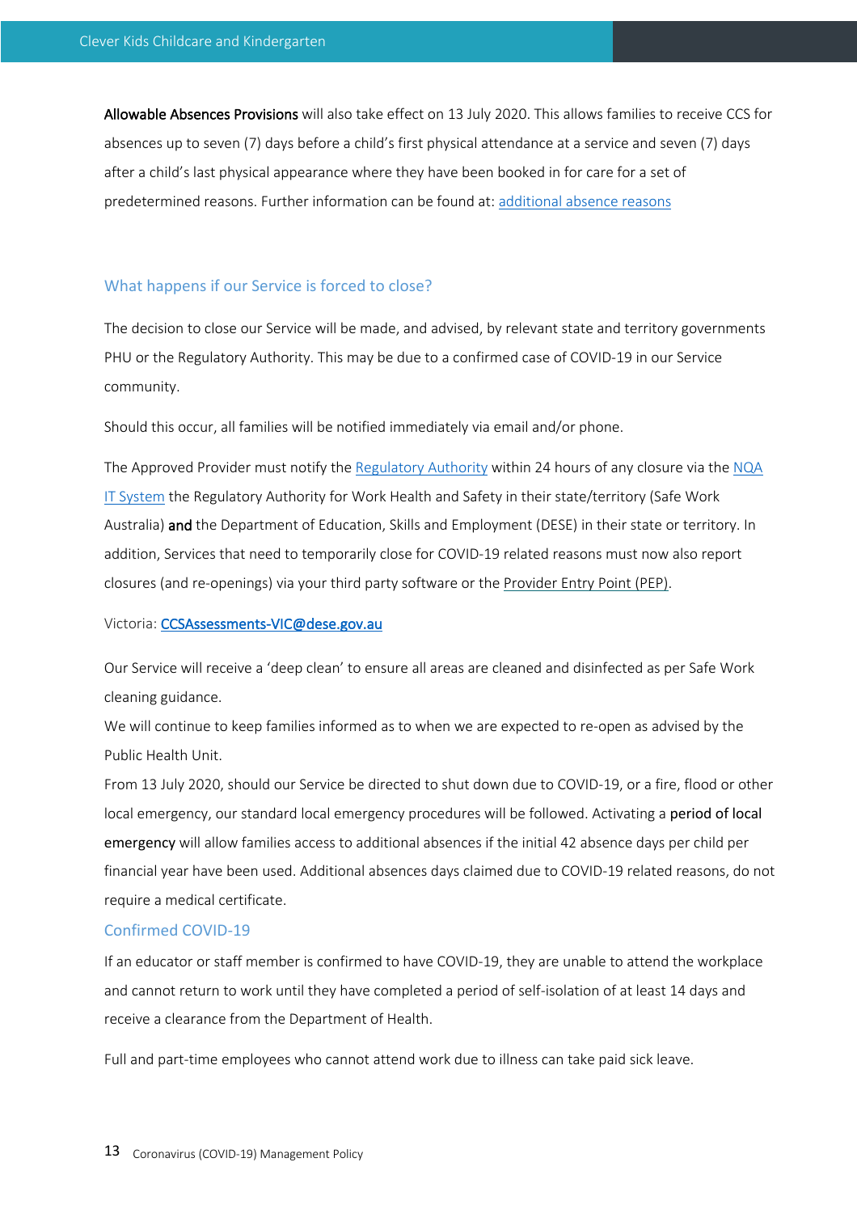**Allowable Absences Provisions** will also take effect on 13 July 2020. This allows families to receive CCS for absences up to seven (7) days before a child's first physical attendance at a service and seven (7) days after a child's last physical appearance where they have been booked in for care for a set of predetermined reasons. Further information can be found at: additional absence reasons

## What happens if our Service is forced to close?

The decision to close our Service will be made, and advised, by relevant state and territory governments PHU or the Regulatory Authority. This may be due to a confirmed case of COVID-19 in our Service community.

Should this occur, all families will be notified immediately via email and/or phone.

The Approved Provider must notify the Regulatory Authority within 24 hours of any closure via the NQA IT System the Regulatory Authority for Work Health and Safety in their state/territory (Safe Work Australia) **and** the Department of Education, Skills and Employment (DESE) in their state or territory. In addition, Services that need to temporarily close for COVID-19 related reasons must now also report closures (and re-openings) via your third party software or the Provider Entry Point (PEP).

Victoria: CCSAssessments-VIC@dese.gov.au

Our Service will receive a 'deep clean' to ensure all areas are cleaned and disinfected as per Safe Work cleaning guidance.

We will continue to keep families informed as to when we are expected to re-open as advised by the Public Health Unit.

From 13 July 2020, should our Service be directed to shut down due to COVID-19, or a fire, flood or other local emergency, our standard local emergency procedures will be followed. Activating a **period of local emergency** will allow families access to additional absences if the initial 42 absence days per child per financial year have been used. Additional absences days claimed due to COVID-19 related reasons, do not require a medical certificate.

## Confirmed COVID-19

If an educator or staff member is confirmed to have COVID-19, they are unable to attend the workplace and cannot return to work until they have completed a period of self-isolation of at least 14 days and receive a clearance from the Department of Health.

Full and part-time employees who cannot attend work due to illness can take paid sick leave.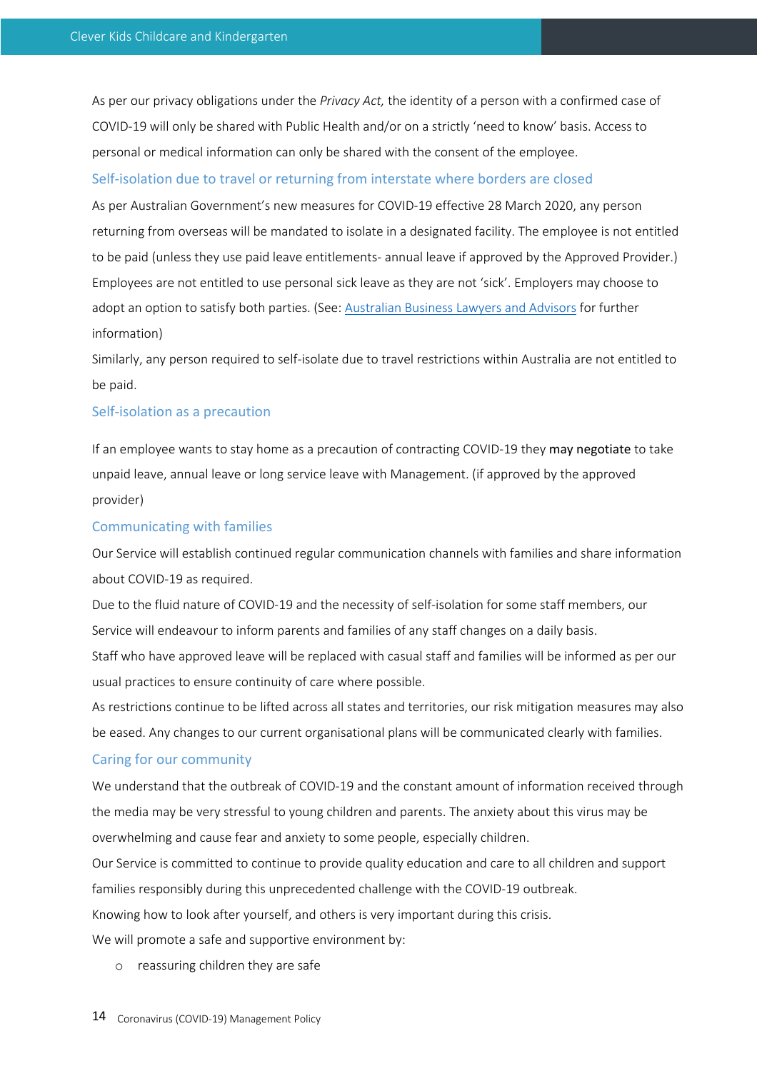As per our privacy obligations under the *Privacy Act,* the identity of a person with a confirmed case of COVID-19 will only be shared with Public Health and/or on a strictly 'need to know' basis. Access to personal or medical information can only be shared with the consent of the employee.

### Self-isolation due to travel or returning from interstate where borders are closed

As per Australian Government's new measures for COVID-19 effective 28 March 2020, any person returning from overseas will be mandated to isolate in a designated facility. The employee is not entitled to be paid (unless they use paid leave entitlements- annual leave if approved by the Approved Provider.) Employees are not entitled to use personal sick leave as they are not 'sick'. Employers may choose to adopt an option to satisfy both parties. (See: [Australian Business Lawyers and Advisors]() for further information)

Similarly, any person required to self-isolate due to travel restrictions within Australia are not entitled to be paid.

### Self-isolation as a precaution

If an employee wants to stay home as a precaution of contracting COVID-19 they **may negotiate** to take unpaid leave, annual leave or long service leave with Management. (if approved by the approved provider)

### Communicating with families

Our Service will establish continued regular communication channels with families and share information about COVID-19 as required.

Due to the fluid nature of COVID-19 and the necessity of self-isolation for some staff members, our Service will endeavour to inform parents and families of any staff changes on a daily basis.

Staff who have approved leave will be replaced with casual staff and families will be informed as per our usual practices to ensure continuity of care where possible.

As restrictions continue to be lifted across all states and territories, our risk mitigation measures may also be eased. Any changes to our current organisational plans will be communicated clearly with families.

### Caring for our community

We understand that the outbreak of COVID-19 and the constant amount of information received through the media may be very stressful to young children and parents. The anxiety about this virus may be overwhelming and cause fear and anxiety to some people, especially children.

Our Service is committed to continue to provide quality education and care to all children and support families responsibly during this unprecedented challenge with the COVID-19 outbreak.

Knowing how to look after yourself, and others is very important during this crisis.

We will promote a safe and supportive environment by:

- reassuring children they are safe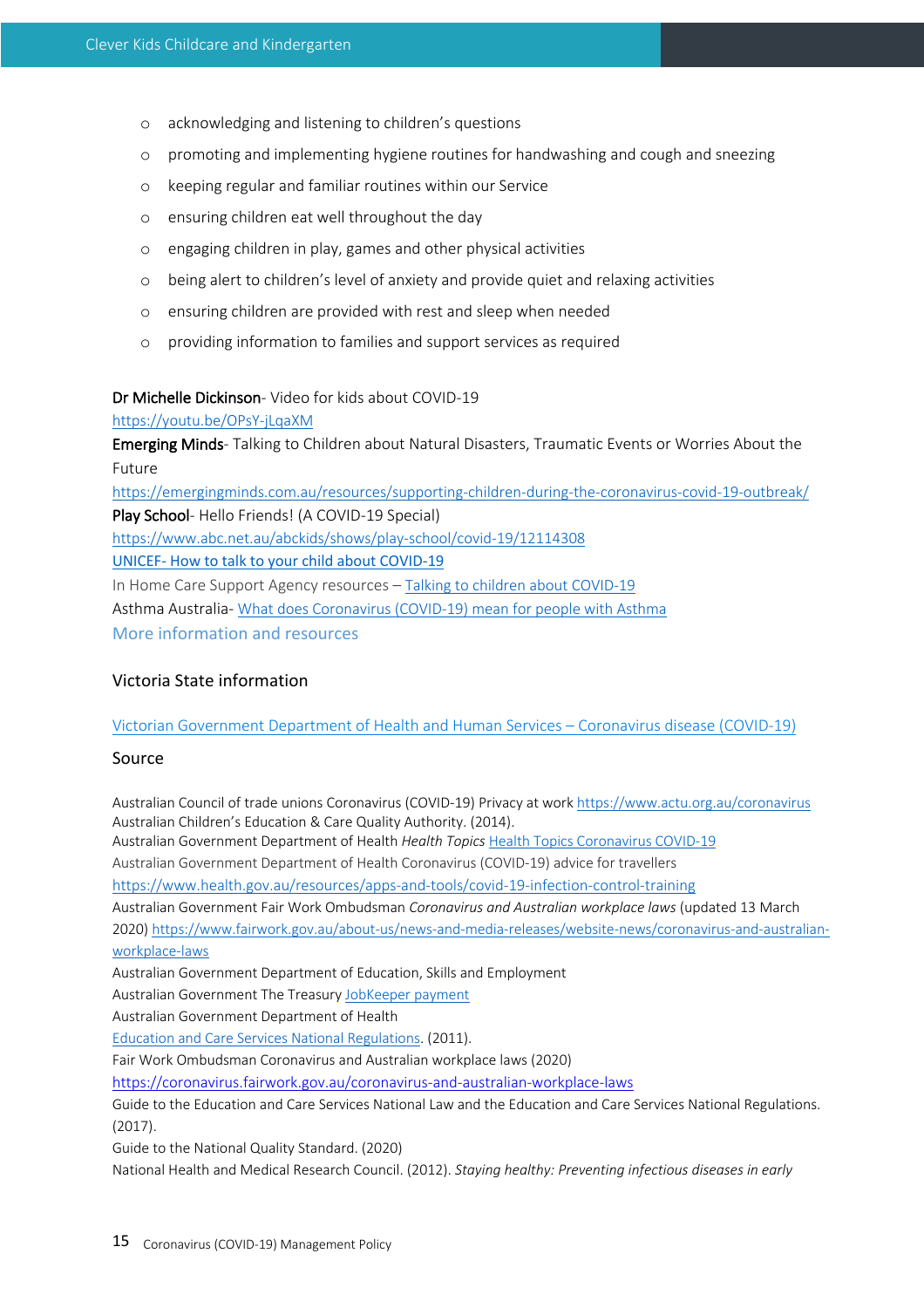- acknowledging and listening to children's questions
- promoting and implementing hygiene routines for handwashing and cough and sneezing
- keeping regular and familiar routines within our Service
- ensuring children eat well throughout the day
- engaging children in play, games and other physical activities
- being alert to children's level of anxiety and provide quiet and relaxing activities
- ensuring children are provided with rest and sleep when needed
- providing information to families and support services as required

Dr Michelle Dickinson- Video for kids about COVID-19
https://youtu.be/OPsY-jLqaXM
Emerging Minds- Talking to Children about Natural Disasters, Traumatic Events or Worries About the Future
https://emergingminds.com.au/resources/supporting-children-during-the-coronavirus-covid-19-outbreak/
Play School- Hello Friends! (A COVID-19 Special)
https://www.abc.net.au/abckids/shows/play-school/covid-19/12114308
UNICEF- How to talk to your child about COVID-19
In Home Care Support Agency resources – Talking to children about COVID-19
Asthma Australia- What does Coronavirus (COVID-19) mean for people with Asthma
More information and resources

## Victoria State information

Victorian Government Department of Health and Human Services – Coronavirus disease (COVID-19)

## Source

Australian Council of trade unions Coronavirus (COVID-19) Privacy at work https://www.actu.org.au/coronavirus
Australian Children's Education & Care Quality Authority. (2014).
Australian Government Department of Health *Health Topics* Health Topics Coronavirus COVID-19
Australian Government Department of Health Coronavirus (COVID-19) advice for travellers
https://www.health.gov.au/resources/apps-and-tools/covid-19-infection-control-training
Australian Government Fair Work Ombudsman *Coronavirus and Australian workplace laws* (updated 13 March 2020) https://www.fairwork.gov.au/about-us/news-and-media-releases/website-news/coronavirus-and-australian-workplace-laws
Australian Government Department of Education, Skills and Employment
Australian Government The Treasury JobKeeper payment
Australian Government Department of Health
Education and Care Services National Regulations. (2011).
Fair Work Ombudsman Coronavirus and Australian workplace laws (2020)
https://coronavirus.fairwork.gov.au/coronavirus-and-australian-workplace-laws
Guide to the Education and Care Services National Law and the Education and Care Services National Regulations. (2017).
Guide to the National Quality Standard. (2020)
National Health and Medical Research Council. (2012). *Staying healthy: Preventing infectious diseases in early*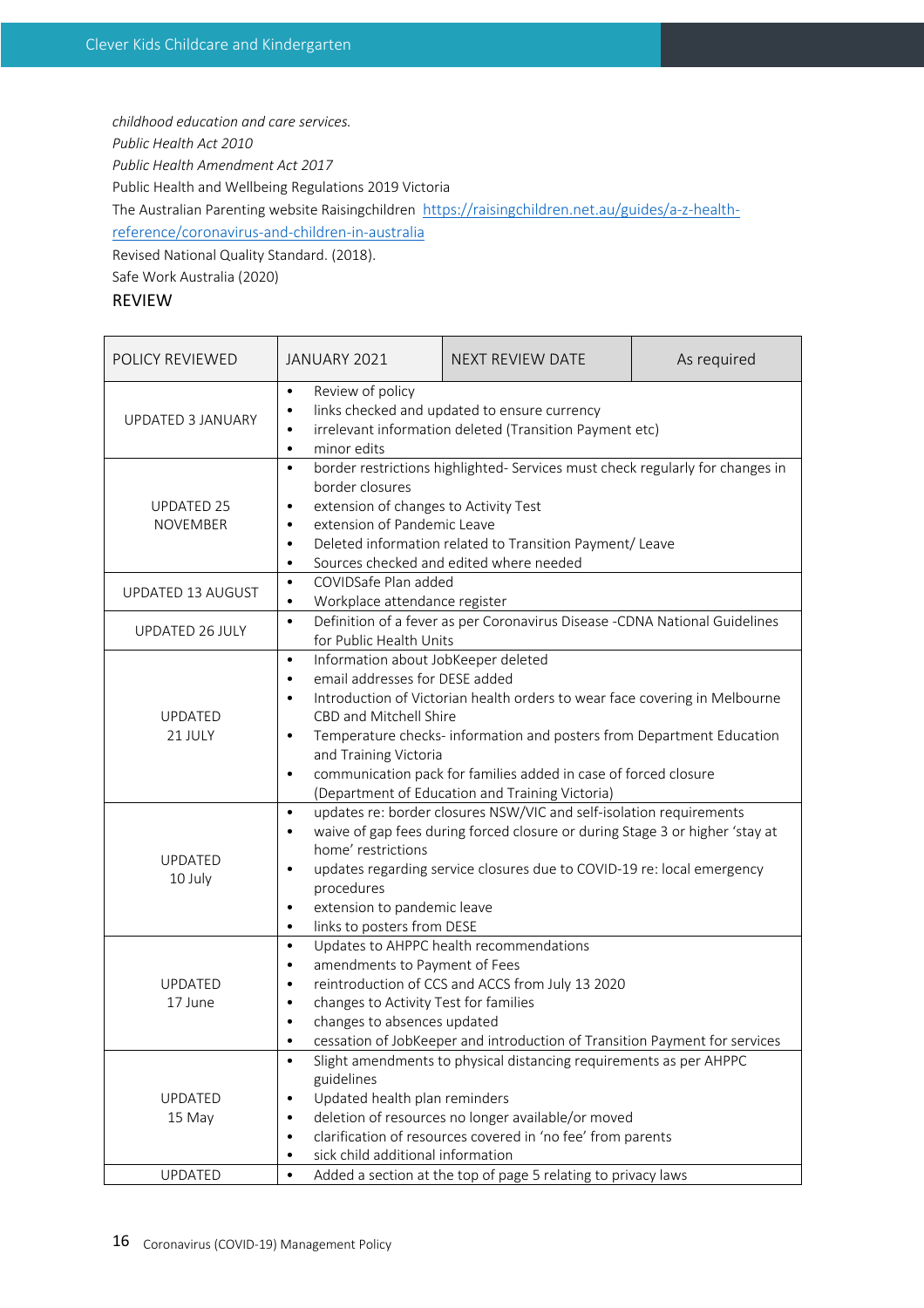*childhood education and care services.*
*Public Health Act 2010*
*Public Health Amendment Act 2017*
Public Health and Wellbeing Regulations 2019 Victoria
The Australian Parenting website Raisingchildren [https://raisingchildren.net.au/guides/a-z-health-reference/coronavirus-and-children-in-australia](https://raisingchildren.net.au/guides/a-z-health-reference/coronavirus-and-children-in-australia)
Revised National Quality Standard. (2018).
Safe Work Australia (2020)

## REVIEW

| POLICY REVIEWED | JANUARY 2021 | NEXT REVIEW DATE | As required |
|---|---|---|---|
| UPDATED 3 JANUARY | • Review of policy<br>• links checked and updated to ensure currency<br>• irrelevant information deleted (Transition Payment etc)<br>• minor edits | | |
| UPDATED 25 NOVEMBER | • border restrictions highlighted- Services must check regularly for changes in border closures<br>• extension of changes to Activity Test<br>• extension of Pandemic Leave<br>• Deleted information related to Transition Payment/ Leave<br>• Sources checked and edited where needed | | |
| UPDATED 13 AUGUST | • COVIDSafe Plan added<br>• Workplace attendance register | | |
| UPDATED 26 JULY | • Definition of a fever as per Coronavirus Disease -CDNA National Guidelines for Public Health Units | | |
| UPDATED 21 JULY | • Information about JobKeeper deleted<br>• email addresses for DESE added<br>• Introduction of Victorian health orders to wear face covering in Melbourne CBD and Mitchell Shire<br>• Temperature checks- information and posters from Department Education and Training Victoria<br>• communication pack for families added in case of forced closure (Department of Education and Training Victoria) | | |
| UPDATED 10 July | • updates re: border closures NSW/VIC and self-isolation requirements<br>• waive of gap fees during forced closure or during Stage 3 or higher 'stay at home' restrictions<br>• updates regarding service closures due to COVID-19 re: local emergency procedures<br>• extension to pandemic leave<br>• links to posters from DESE | | |
| UPDATED 17 June | • Updates to AHPPC health recommendations<br>• amendments to Payment of Fees<br>• reintroduction of CCS and ACCS from July 13 2020<br>• changes to Activity Test for families<br>• changes to absences updated<br>• cessation of JobKeeper and introduction of Transition Payment for services | | |
| UPDATED 15 May | • Slight amendments to physical distancing requirements as per AHPPC guidelines<br>• Updated health plan reminders<br>• deletion of resources no longer available/or moved<br>• clarification of resources covered in 'no fee' from parents<br>• sick child additional information | | |
| UPDATED | • Added a section at the top of page 5 relating to privacy laws | | |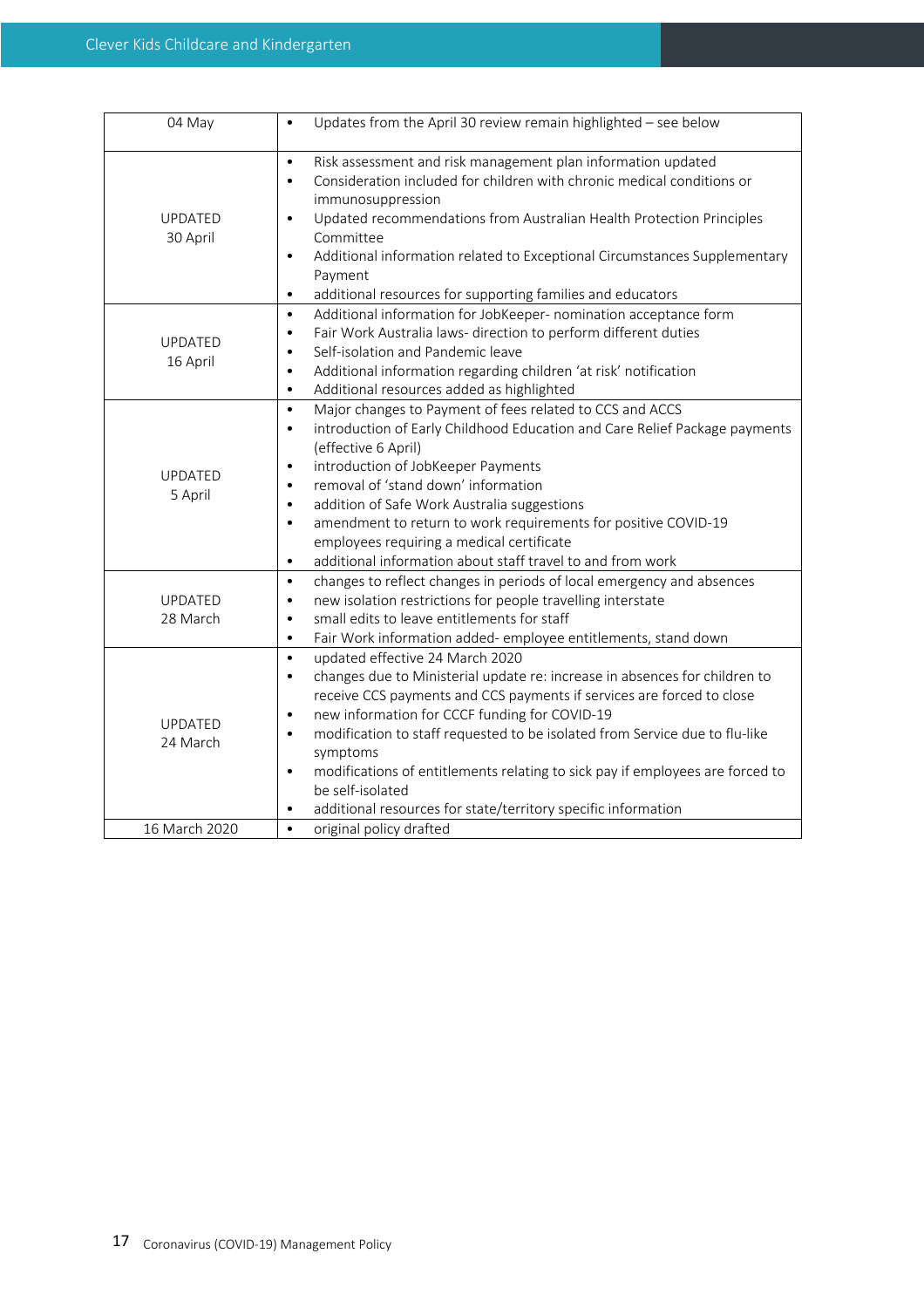| | |
|---|---|
| 04 May | • Updates from the April 30 review remain highlighted – see below |
| UPDATED 30 April | • Risk assessment and risk management plan information updated<br>• Consideration included for children with chronic medical conditions or immunosuppression<br>• Updated recommendations from Australian Health Protection Principles Committee<br>• Additional information related to Exceptional Circumstances Supplementary Payment<br>• additional resources for supporting families and educators |
| UPDATED 16 April | • Additional information for JobKeeper- nomination acceptance form<br>• Fair Work Australia laws- direction to perform different duties<br>• Self-isolation and Pandemic leave<br>• Additional information regarding children 'at risk' notification<br>• Additional resources added as highlighted |
| UPDATED 5 April | • Major changes to Payment of fees related to CCS and ACCS<br>• introduction of Early Childhood Education and Care Relief Package payments (effective 6 April)<br>• introduction of JobKeeper Payments<br>• removal of 'stand down' information<br>• addition of Safe Work Australia suggestions<br>• amendment to return to work requirements for positive COVID-19 employees requiring a medical certificate<br>• additional information about staff travel to and from work |
| UPDATED 28 March | • changes to reflect changes in periods of local emergency and absences<br>• new isolation restrictions for people travelling interstate<br>• small edits to leave entitlements for staff<br>• Fair Work information added- employee entitlements, stand down |
| UPDATED 24 March | • updated effective 24 March 2020<br>• changes due to Ministerial update re: increase in absences for children to receive CCS payments and CCS payments if services are forced to close<br>• new information for CCCF funding for COVID-19<br>• modification to staff requested to be isolated from Service due to flu-like symptoms<br>• modifications of entitlements relating to sick pay if employees are forced to be self-isolated<br>• additional resources for state/territory specific information |
| 16 March 2020 | • original policy drafted |